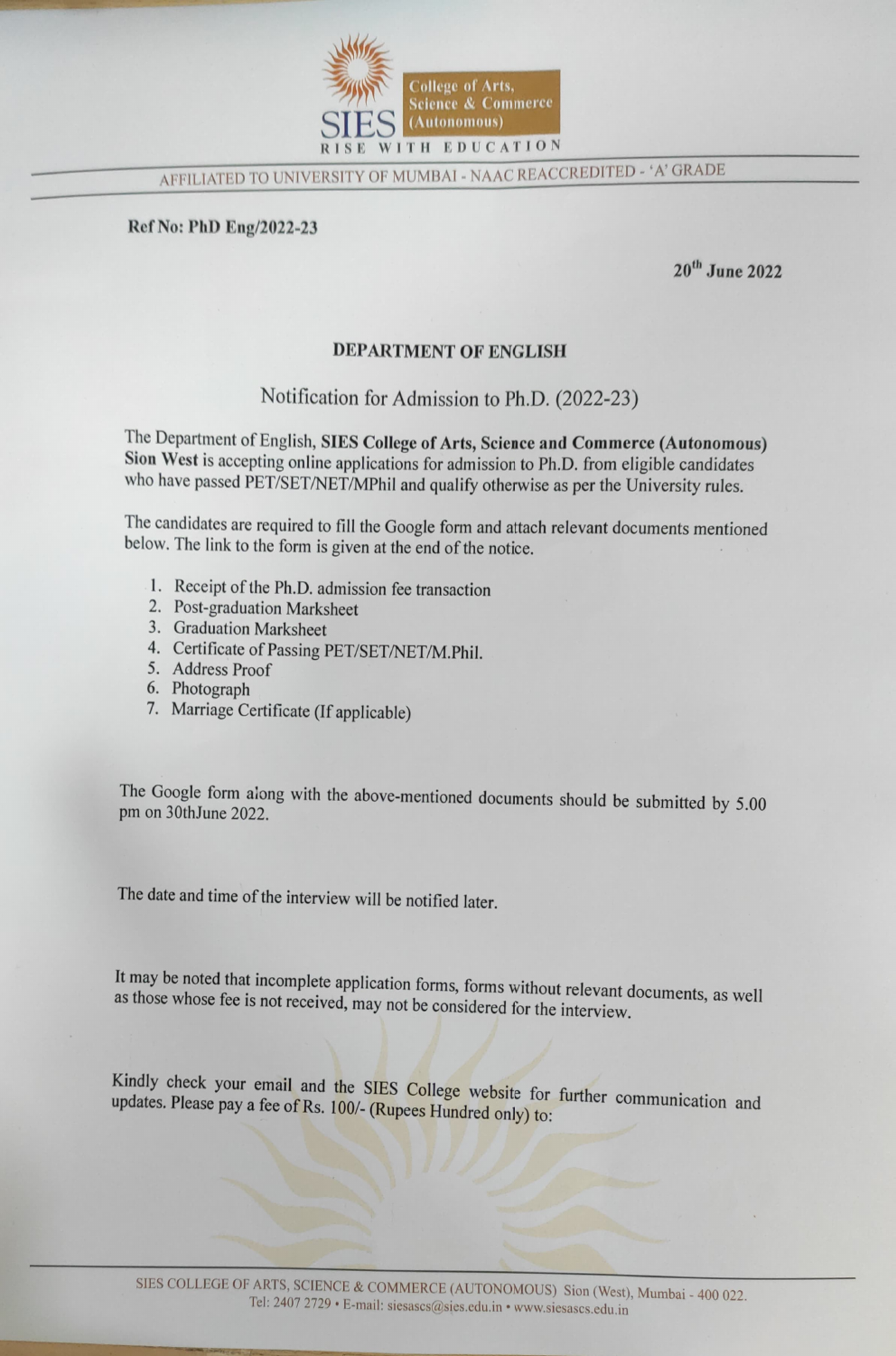SIES

College of Arts, Science & Commerce (Autonomous)

RISE WITH EDUCATION

AFFILIATED TO UNIVERSITY OF MUMBAI - NAAC REACCREDITED - 'A' GRADE

**Ref No: PhD Eng/2022-23**

**20th June 2022**

**DEPARTMENT OF ENGLISH**

Notification for Admission to Ph.D. (2022-23)

The Department of English, **SIES College of Arts, Science and Commerce (Autonomous) Sion West** is accepting online applications for admission to Ph.D. from eligible candidates who have passed PET/SET/NET/MPhil and qualify otherwise as per the University rules.

The candidates are required to fill the Google form and attach relevant documents mentioned below. The link to the form is given at the end of the notice.

1. Receipt of the Ph.D. admission fee transaction
2. Post-graduation Marksheet
3. Graduation Marksheet
4. Certificate of Passing PET/SET/NET/M.Phil.
5. Address Proof
6. Photograph
7. Marriage Certificate (If applicable)

The Google form along with the above-mentioned documents should be submitted by 5.00 pm on 30thJune 2022.

The date and time of the interview will be notified later.

It may be noted that incomplete application forms, forms without relevant documents, as well as those whose fee is not received, may not be considered for the interview.

Kindly check your email and the SIES College website for further communication and updates. Please pay a fee of Rs. 100/- (Rupees Hundred only) to:

SIES COLLEGE OF ARTS, SCIENCE & COMMERCE (AUTONOMOUS) Sion (West), Mumbai - 400 022.
Tel: 2407 2729 • E-mail: siesascs@sies.edu.in • www.siesascs.edu.in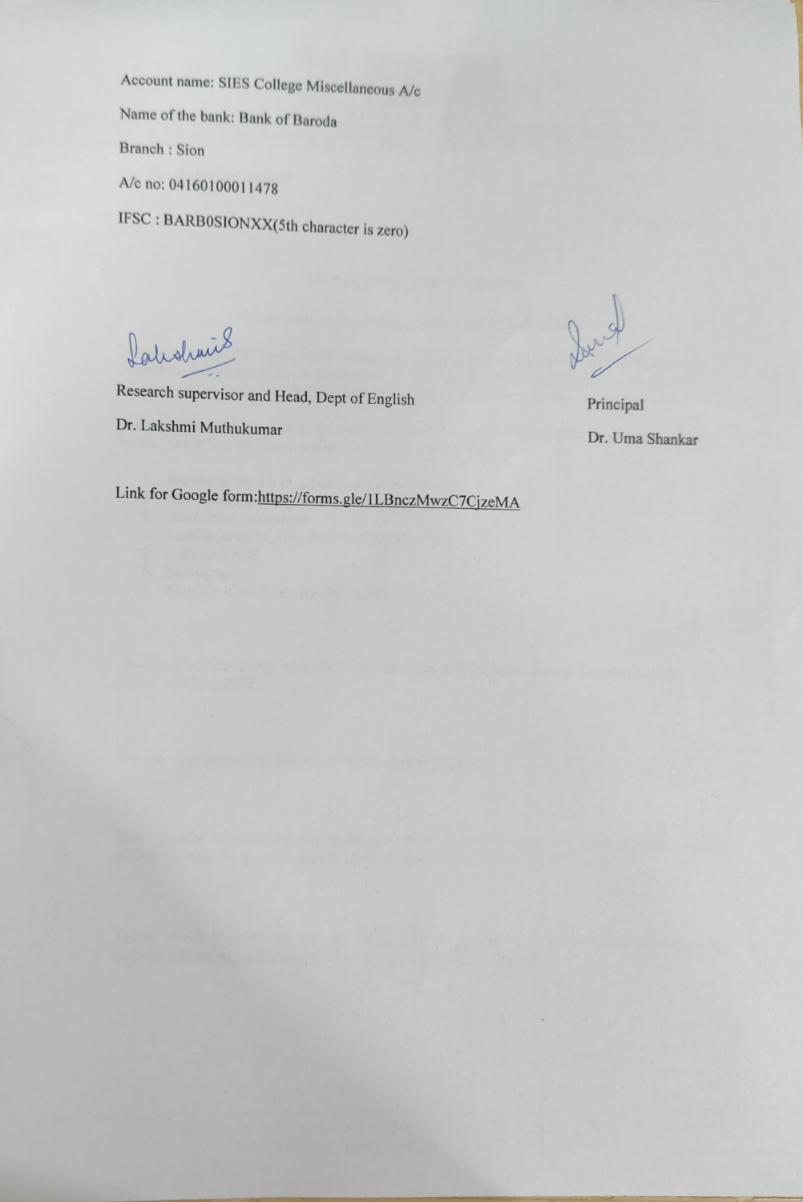Account name: SIES College Miscellaneous A/c

Name of the bank: Bank of Baroda

Branch : Sion

A/c no: 04160100011478

IFSC : BARB0SIONXX(5th character is zero)

Research supervisor and Head, Dept of English

Dr. Lakshmi Muthukumar

Principal

Dr. Uma Shankar

Link for Google form:https://forms.gle/1LBnczMwzC7CjzeMA